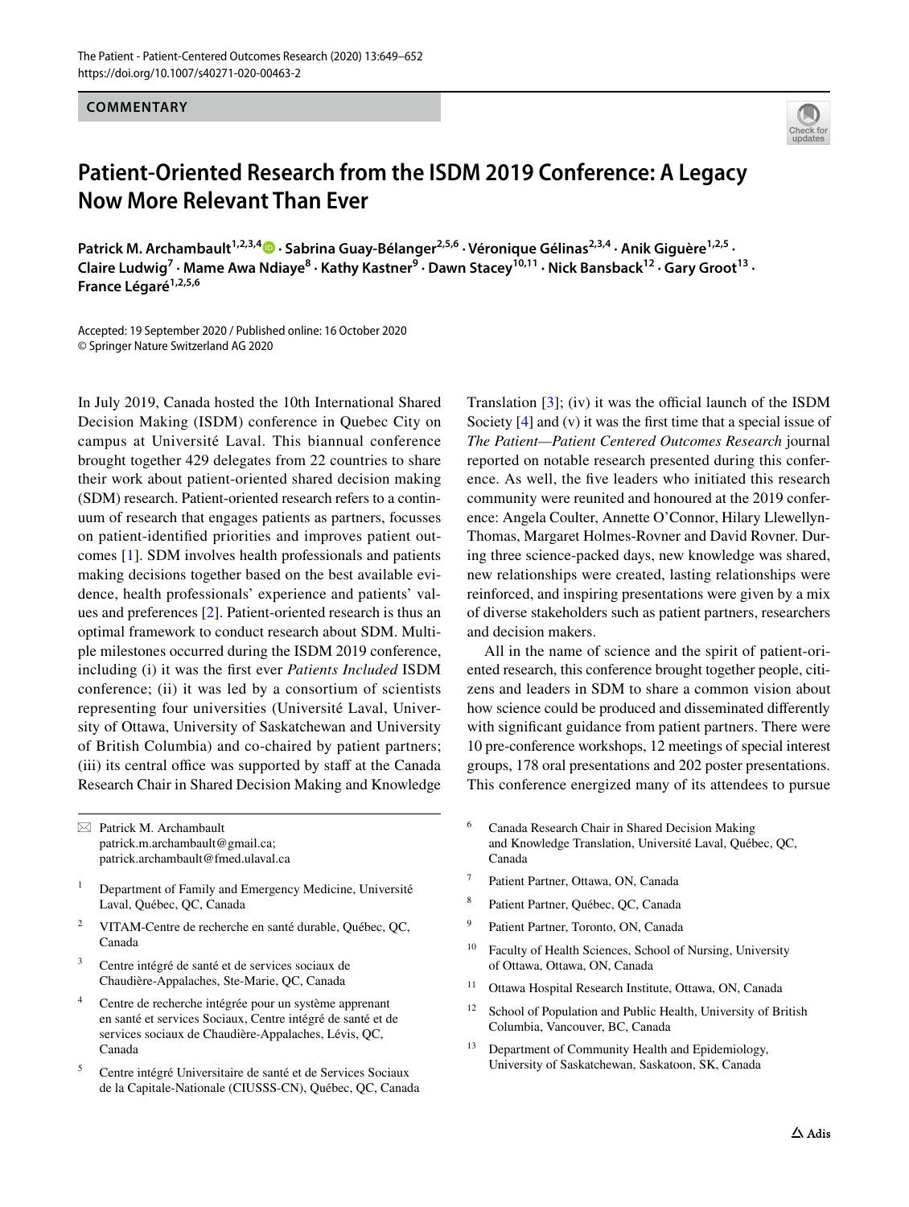COMMENTARY

# Patient-Oriented Research from the ISDM 2019 Conference: A Legacy Now More Relevant Than Ever

**Patrick M. Archambault[1,2,3,4] · Sabrina Guay-Bélanger[2,5,6] · Véronique Gélinas[2,3,4] · Anik Giguère[1,2,5] · Claire Ludwig[7] · Mame Awa Ndiaye[8] · Kathy Kastner[9] · Dawn Stacey[10,11] · Nick Bansback[12] · Gary Groot[13] · France Légaré[1,2,5,6]**

Accepted: 19 September 2020 / Published online: 16 October 2020
© Springer Nature Switzerland AG 2020

In July 2019, Canada hosted the 10th International Shared Decision Making (ISDM) conference in Quebec City on campus at Université Laval. This biannual conference brought together 429 delegates from 22 countries to share their work about patient-oriented shared decision making (SDM) research. Patient-oriented research refers to a continuum of research that engages patients as partners, focusses on patient-identified priorities and improves patient outcomes [1]. SDM involves health professionals and patients making decisions together based on the best available evidence, health professionals' experience and patients' values and preferences [2]. Patient-oriented research is thus an optimal framework to conduct research about SDM. Multiple milestones occurred during the ISDM 2019 conference, including (i) it was the first ever *Patients Included* ISDM conference; (ii) it was led by a consortium of scientists representing four universities (Université Laval, University of Ottawa, University of Saskatchewan and University of British Columbia) and co-chaired by patient partners; (iii) its central office was supported by staff at the Canada Research Chair in Shared Decision Making and Knowledge Translation [3]; (iv) it was the official launch of the ISDM Society [4] and (v) it was the first time that a special issue of *The Patient—Patient Centered Outcomes Research* journal reported on notable research presented during this conference. As well, the five leaders who initiated this research community were reunited and honoured at the 2019 conference: Angela Coulter, Annette O'Connor, Hilary Llewellyn-Thomas, Margaret Holmes-Rovner and David Rovner. During three science-packed days, new knowledge was shared, new relationships were created, lasting relationships were reinforced, and inspiring presentations were given by a mix of diverse stakeholders such as patient partners, researchers and decision makers.

All in the name of science and the spirit of patient-oriented research, this conference brought together people, citizens and leaders in SDM to share a common vision about how science could be produced and disseminated differently with significant guidance from patient partners. There were 10 pre-conference workshops, 12 meetings of special interest groups, 178 oral presentations and 202 poster presentations. This conference energized many of its attendees to pursue

---

✉ Patrick M. Archambault
patrick.m.archambault@gmail.ca;
patrick.archambault@fmed.ulaval.ca

1 Department of Family and Emergency Medicine, Université Laval, Québec, QC, Canada

2 VITAM-Centre de recherche en santé durable, Québec, QC, Canada

3 Centre intégré de santé et de services sociaux de Chaudière-Appalaches, Ste-Marie, QC, Canada

4 Centre de recherche intégrée pour un système apprenant en santé et services Sociaux, Centre intégré de santé et de services sociaux de Chaudière-Appalaches, Lévis, QC, Canada

5 Centre intégré Universitaire de santé et de Services Sociaux de la Capitale-Nationale (CIUSSS-CN), Québec, QC, Canada

6 Canada Research Chair in Shared Decision Making and Knowledge Translation, Université Laval, Québec, QC, Canada

7 Patient Partner, Ottawa, ON, Canada

8 Patient Partner, Québec, QC, Canada

9 Patient Partner, Toronto, ON, Canada

10 Faculty of Health Sciences, School of Nursing, University of Ottawa, Ottawa, ON, Canada

11 Ottawa Hospital Research Institute, Ottawa, ON, Canada

12 School of Population and Public Health, University of British Columbia, Vancouver, BC, Canada

13 Department of Community Health and Epidemiology, University of Saskatchewan, Saskatoon, SK, Canada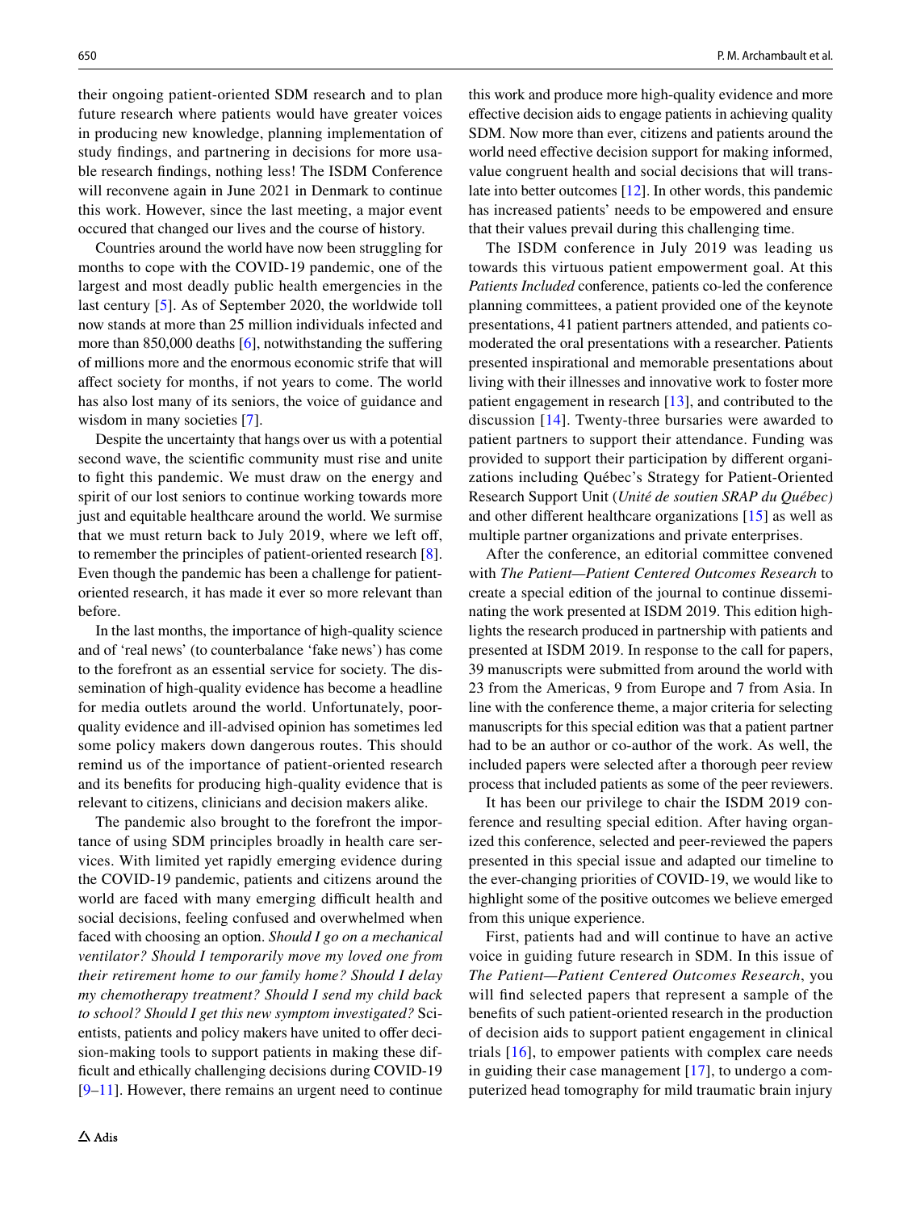their ongoing patient-oriented SDM research and to plan future research where patients would have greater voices in producing new knowledge, planning implementation of study findings, and partnering in decisions for more usable research findings, nothing less! The ISDM Conference will reconvene again in June 2021 in Denmark to continue this work. However, since the last meeting, a major event occured that changed our lives and the course of history.

Countries around the world have now been struggling for months to cope with the COVID-19 pandemic, one of the largest and most deadly public health emergencies in the last century [5]. As of September 2020, the worldwide toll now stands at more than 25 million individuals infected and more than 850,000 deaths [6], notwithstanding the suffering of millions more and the enormous economic strife that will affect society for months, if not years to come. The world has also lost many of its seniors, the voice of guidance and wisdom in many societies [7].

Despite the uncertainty that hangs over us with a potential second wave, the scientific community must rise and unite to fight this pandemic. We must draw on the energy and spirit of our lost seniors to continue working towards more just and equitable healthcare around the world. We surmise that we must return back to July 2019, where we left off, to remember the principles of patient-oriented research [8]. Even though the pandemic has been a challenge for patient-oriented research, it has made it ever so more relevant than before.

In the last months, the importance of high-quality science and of 'real news' (to counterbalance 'fake news') has come to the forefront as an essential service for society. The dissemination of high-quality evidence has become a headline for media outlets around the world. Unfortunately, poor-quality evidence and ill-advised opinion has sometimes led some policy makers down dangerous routes. This should remind us of the importance of patient-oriented research and its benefits for producing high-quality evidence that is relevant to citizens, clinicians and decision makers alike.

The pandemic also brought to the forefront the importance of using SDM principles broadly in health care services. With limited yet rapidly emerging evidence during the COVID-19 pandemic, patients and citizens around the world are faced with many emerging difficult health and social decisions, feeling confused and overwhelmed when faced with choosing an option. *Should I go on a mechanical ventilator? Should I temporarily move my loved one from their retirement home to our family home? Should I delay my chemotherapy treatment? Should I send my child back to school? Should I get this new symptom investigated?* Scientists, patients and policy makers have united to offer decision-making tools to support patients in making these difficult and ethically challenging decisions during COVID-19 [9–11]. However, there remains an urgent need to continue this work and produce more high-quality evidence and more effective decision aids to engage patients in achieving quality SDM. Now more than ever, citizens and patients around the world need effective decision support for making informed, value congruent health and social decisions that will translate into better outcomes [12]. In other words, this pandemic has increased patients' needs to be empowered and ensure that their values prevail during this challenging time.

The ISDM conference in July 2019 was leading us towards this virtuous patient empowerment goal. At this *Patients Included* conference, patients co-led the conference planning committees, a patient provided one of the keynote presentations, 41 patient partners attended, and patients co-moderated the oral presentations with a researcher. Patients presented inspirational and memorable presentations about living with their illnesses and innovative work to foster more patient engagement in research [13], and contributed to the discussion [14]. Twenty-three bursaries were awarded to patient partners to support their attendance. Funding was provided to support their participation by different organizations including Québec's Strategy for Patient-Oriented Research Support Unit (*Unité de soutien SRAP du Québec)* and other different healthcare organizations [15] as well as multiple partner organizations and private enterprises.

After the conference, an editorial committee convened with *The Patient—Patient Centered Outcomes Research* to create a special edition of the journal to continue disseminating the work presented at ISDM 2019. This edition highlights the research produced in partnership with patients and presented at ISDM 2019. In response to the call for papers, 39 manuscripts were submitted from around the world with 23 from the Americas, 9 from Europe and 7 from Asia. In line with the conference theme, a major criteria for selecting manuscripts for this special edition was that a patient partner had to be an author or co-author of the work. As well, the included papers were selected after a thorough peer review process that included patients as some of the peer reviewers.

It has been our privilege to chair the ISDM 2019 conference and resulting special edition. After having organized this conference, selected and peer-reviewed the papers presented in this special issue and adapted our timeline to the ever-changing priorities of COVID-19, we would like to highlight some of the positive outcomes we believe emerged from this unique experience.

First, patients had and will continue to have an active voice in guiding future research in SDM. In this issue of *The Patient—Patient Centered Outcomes Research*, you will find selected papers that represent a sample of the benefits of such patient-oriented research in the production of decision aids to support patient engagement in clinical trials [16], to empower patients with complex care needs in guiding their case management [17], to undergo a computerized head tomography for mild traumatic brain injury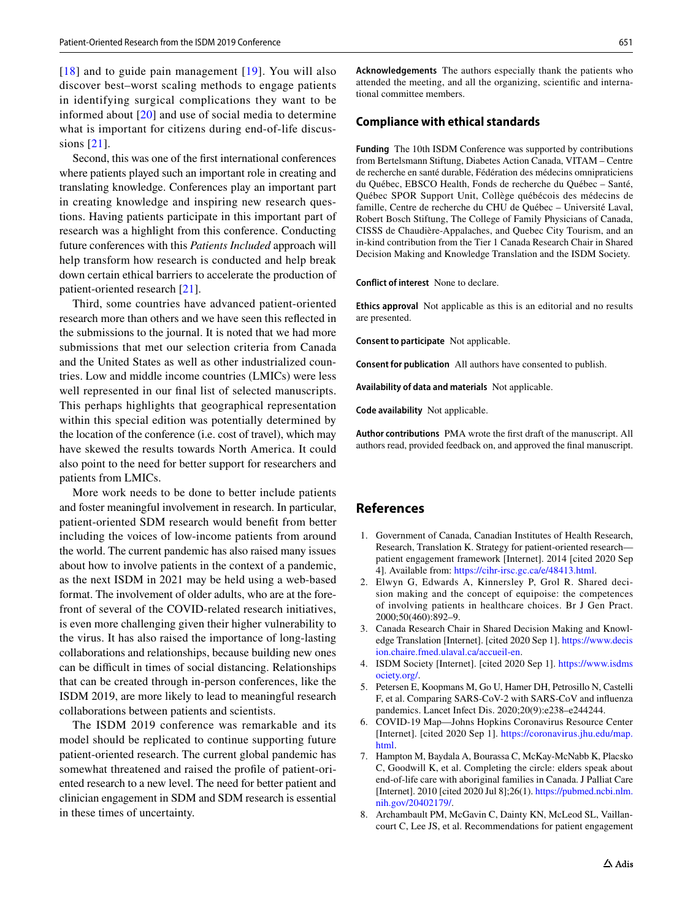[18] and to guide pain management [19]. You will also discover best–worst scaling methods to engage patients in identifying surgical complications they want to be informed about [20] and use of social media to determine what is important for citizens during end-of-life discussions [21].

Second, this was one of the first international conferences where patients played such an important role in creating and translating knowledge. Conferences play an important part in creating knowledge and inspiring new research questions. Having patients participate in this important part of research was a highlight from this conference. Conducting future conferences with this *Patients Included* approach will help transform how research is conducted and help break down certain ethical barriers to accelerate the production of patient-oriented research [21].

Third, some countries have advanced patient-oriented research more than others and we have seen this reflected in the submissions to the journal. It is noted that we had more submissions that met our selection criteria from Canada and the United States as well as other industrialized countries. Low and middle income countries (LMICs) were less well represented in our final list of selected manuscripts. This perhaps highlights that geographical representation within this special edition was potentially determined by the location of the conference (i.e. cost of travel), which may have skewed the results towards North America. It could also point to the need for better support for researchers and patients from LMICs.

More work needs to be done to better include patients and foster meaningful involvement in research. In particular, patient-oriented SDM research would benefit from better including the voices of low-income patients from around the world. The current pandemic has also raised many issues about how to involve patients in the context of a pandemic, as the next ISDM in 2021 may be held using a web-based format. The involvement of older adults, who are at the forefront of several of the COVID-related research initiatives, is even more challenging given their higher vulnerability to the virus. It has also raised the importance of long-lasting collaborations and relationships, because building new ones can be difficult in times of social distancing. Relationships that can be created through in-person conferences, like the ISDM 2019, are more likely to lead to meaningful research collaborations between patients and scientists.

The ISDM 2019 conference was remarkable and its model should be replicated to continue supporting future patient-oriented research. The current global pandemic has somewhat threatened and raised the profile of patient-oriented research to a new level. The need for better patient and clinician engagement in SDM and SDM research is essential in these times of uncertainty.

**Acknowledgements** The authors especially thank the patients who attended the meeting, and all the organizing, scientific and international committee members.

## Compliance with ethical standards

**Funding** The 10th ISDM Conference was supported by contributions from Bertelsmann Stiftung, Diabetes Action Canada, VITAM – Centre de recherche en santé durable, Fédération des médecins omnipraticiens du Québec, EBSCO Health, Fonds de recherche du Québec – Santé, Québec SPOR Support Unit, Collège québécois des médecins de famille, Centre de recherche du CHU de Québec – Université Laval, Robert Bosch Stiftung, The College of Family Physicians of Canada, CISSS de Chaudière-Appalaches, and Quebec City Tourism, and an in-kind contribution from the Tier 1 Canada Research Chair in Shared Decision Making and Knowledge Translation and the ISDM Society.

**Conflict of interest** None to declare.

**Ethics approval** Not applicable as this is an editorial and no results are presented.

**Consent to participate** Not applicable.

**Consent for publication** All authors have consented to publish.

**Availability of data and materials** Not applicable.

**Code availability** Not applicable.

**Author contributions** PMA wrote the first draft of the manuscript. All authors read, provided feedback on, and approved the final manuscript.

## References

1. Government of Canada, Canadian Institutes of Health Research, Research, Translation K. Strategy for patient-oriented research—patient engagement framework [Internet]. 2014 [cited 2020 Sep 4]. Available from: https://cihr-irsc.gc.ca/e/48413.html.
2. Elwyn G, Edwards A, Kinnersley P, Grol R. Shared decision making and the concept of equipoise: the competences of involving patients in healthcare choices. Br J Gen Pract. 2000;50(460):892–9.
3. Canada Research Chair in Shared Decision Making and Knowledge Translation [Internet]. [cited 2020 Sep 1]. https://www.decision.chaire.fmed.ulaval.ca/accueil-en.
4. ISDM Society [Internet]. [cited 2020 Sep 1]. https://www.isdmsociety.org/.
5. Petersen E, Koopmans M, Go U, Hamer DH, Petrosillo N, Castelli F, et al. Comparing SARS-CoV-2 with SARS-CoV and influenza pandemics. Lancet Infect Dis. 2020;20(9):e238–e244244.
6. COVID-19 Map—Johns Hopkins Coronavirus Resource Center [Internet]. [cited 2020 Sep 1]. https://coronavirus.jhu.edu/map.html.
7. Hampton M, Baydala A, Bourassa C, McKay-McNabb K, Placsko C, Goodwill K, et al. Completing the circle: elders speak about end-of-life care with aboriginal families in Canada. J Palliat Care [Internet]. 2010 [cited 2020 Jul 8];26(1). https://pubmed.ncbi.nlm.nih.gov/20402179/.
8. Archambault PM, McGavin C, Dainty KN, McLeod SL, Vaillancourt C, Lee JS, et al. Recommendations for patient engagement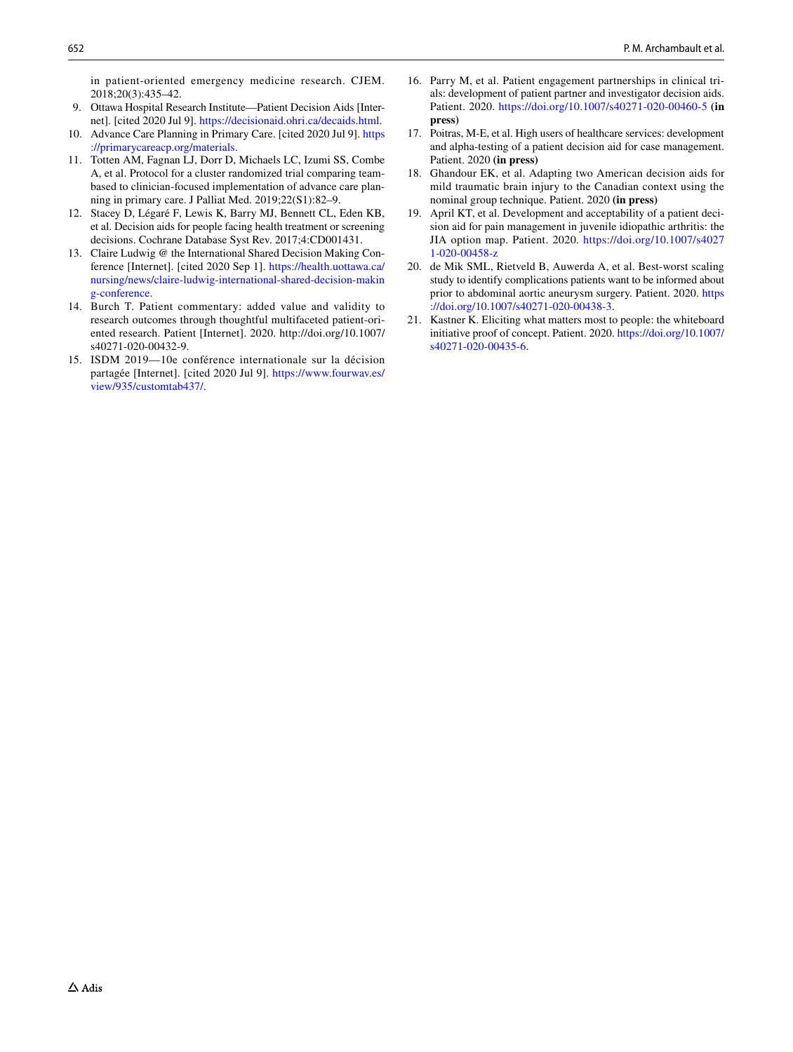in patient-oriented emergency medicine research. CJEM. 2018;20(3):435–42.

9. Ottawa Hospital Research Institute—Patient Decision Aids [Internet]. [cited 2020 Jul 9]. https://decisionaid.ohri.ca/decaids.html.
10. Advance Care Planning in Primary Care. [cited 2020 Jul 9]. https://primarycareacp.org/materials.
11. Totten AM, Fagnan LJ, Dorr D, Michaels LC, Izumi SS, Combe A, et al. Protocol for a cluster randomized trial comparing team-based to clinician-focused implementation of advance care planning in primary care. J Palliat Med. 2019;22(S1):82–9.
12. Stacey D, Légaré F, Lewis K, Barry MJ, Bennett CL, Eden KB, et al. Decision aids for people facing health treatment or screening decisions. Cochrane Database Syst Rev. 2017;4:CD001431.
13. Claire Ludwig @ the International Shared Decision Making Conference [Internet]. [cited 2020 Sep 1]. https://health.uottawa.ca/nursing/news/claire-ludwig-international-shared-decision-making-conference.
14. Burch T. Patient commentary: added value and validity to research outcomes through thoughtful multifaceted patient-oriented research. Patient [Internet]. 2020. http://doi.org/10.1007/s40271-020-00432-9.
15. ISDM 2019—10e conférence internationale sur la décision partagée [Internet]. [cited 2020 Jul 9]. https://www.fourwav.es/view/935/customtab437/.
16. Parry M, et al. Patient engagement partnerships in clinical trials: development of patient partner and investigator decision aids. Patient. 2020. https://doi.org/10.1007/s40271-020-00460-5 **(in press)**
17. Poitras, M-E, et al. High users of healthcare services: development and alpha-testing of a patient decision aid for case management. Patient. 2020 **(in press)**
18. Ghandour EK, et al. Adapting two American decision aids for mild traumatic brain injury to the Canadian context using the nominal group technique. Patient. 2020 **(in press)**
19. April KT, et al. Development and acceptability of a patient decision aid for pain management in juvenile idiopathic arthritis: the JIA option map. Patient. 2020. https://doi.org/10.1007/s40271-020-00458-z
20. de Mik SML, Rietveld B, Auwerda A, et al. Best-worst scaling study to identify complications patients want to be informed about prior to abdominal aortic aneurysm surgery. Patient. 2020. https://doi.org/10.1007/s40271-020-00438-3.
21. Kastner K. Eliciting what matters most to people: the whiteboard initiative proof of concept. Patient. 2020. https://doi.org/10.1007/s40271-020-00435-6.